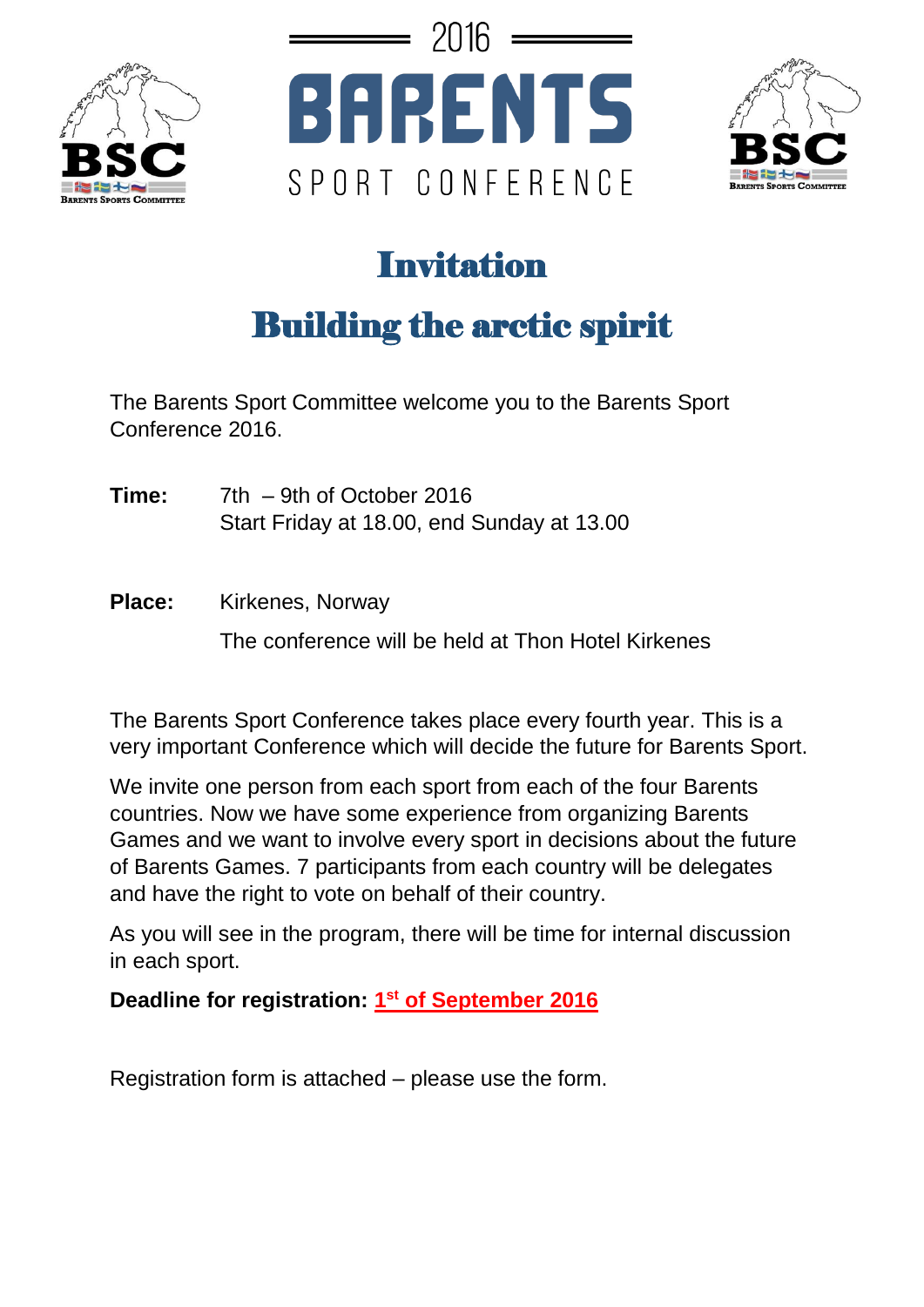2016

# BARENTS

SPORT CONFERENCE

# Invitation

## Building the arctic spirit

The Barents Sport Committee welcome you to the Barents Sport Conference 2016.

**Time:** 7th – 9th of October 2016
Start Friday at 18.00, end Sunday at 13.00

**Place:** Kirkenes, Norway

The conference will be held at Thon Hotel Kirkenes

The Barents Sport Conference takes place every fourth year. This is a very important Conference which will decide the future for Barents Sport.

We invite one person from each sport from each of the four Barents countries. Now we have some experience from organizing Barents Games and we want to involve every sport in decisions about the future of Barents Games. 7 participants from each country will be delegates and have the right to vote on behalf of their country.

As you will see in the program, there will be time for internal discussion in each sport.

**Deadline for registration: 1st of September 2016**

Registration form is attached – please use the form.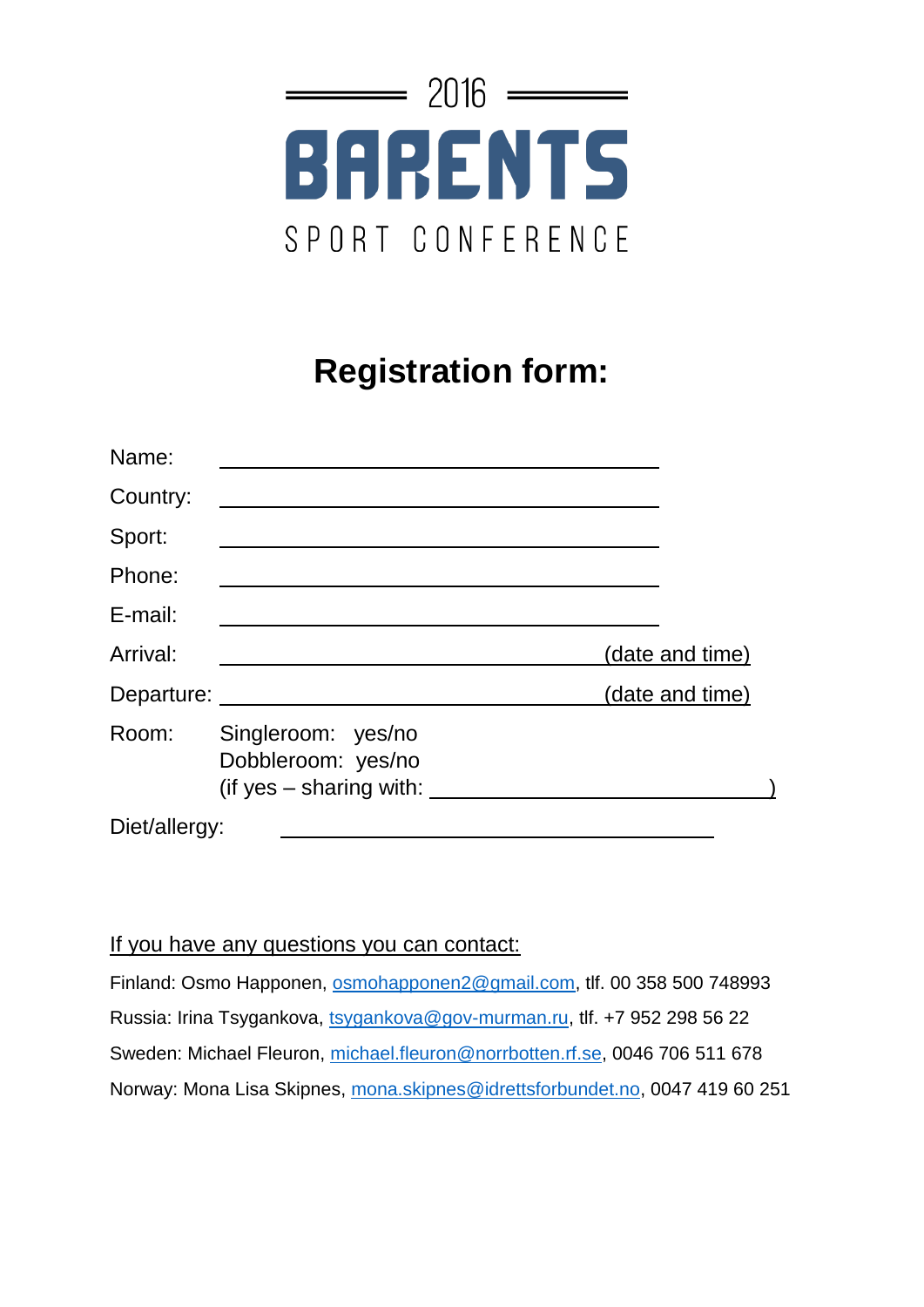2016

# BARENTS

SPORT CONFERENCE

## Registration form:

Name: \_\_\_\_\_\_\_\_\_\_\_\_\_\_\_\_\_\_\_\_\_\_\_\_\_\_\_\_\_\_\_\_

Country: \_\_\_\_\_\_\_\_\_\_\_\_\_\_\_\_\_\_\_\_\_\_\_\_\_\_\_\_\_\_\_\_

Sport: \_\_\_\_\_\_\_\_\_\_\_\_\_\_\_\_\_\_\_\_\_\_\_\_\_\_\_\_\_\_\_\_

Phone: \_\_\_\_\_\_\_\_\_\_\_\_\_\_\_\_\_\_\_\_\_\_\_\_\_\_\_\_\_\_\_\_

E-mail: \_\_\_\_\_\_\_\_\_\_\_\_\_\_\_\_\_\_\_\_\_\_\_\_\_\_\_\_\_\_\_\_

Arrival: \_\_\_\_\_\_\_\_\_\_\_\_\_\_\_\_\_\_\_\_\_\_\_\_\_\_\_\_\_\_\_\_ (date and time)

Departure: \_\_\_\_\_\_\_\_\_\_\_\_\_\_\_\_\_\_\_\_\_\_\_\_\_\_\_\_\_\_\_\_ (date and time)

Room: Singleroom: yes/no
Dobbleroom: yes/no
(if yes – sharing with: \_\_\_\_\_\_\_\_\_\_\_\_\_\_\_\_\_\_\_\_\_\_\_\_\_\_\_\_)

Diet/allergy: \_\_\_\_\_\_\_\_\_\_\_\_\_\_\_\_\_\_\_\_\_\_\_\_\_\_\_\_\_\_\_\_

If you have any questions you can contact:

Finland: Osmo Happonen, osmohapponen2@gmail.com, tlf. 00 358 500 748993

Russia: Irina Tsygankova, tsygankova@gov-murman.ru, tlf. +7 952 298 56 22

Sweden: Michael Fleuron, michael.fleuron@norrbotten.rf.se, 0046 706 511 678

Norway: Mona Lisa Skipnes, mona.skipnes@idrettsforbundet.no, 0047 419 60 251